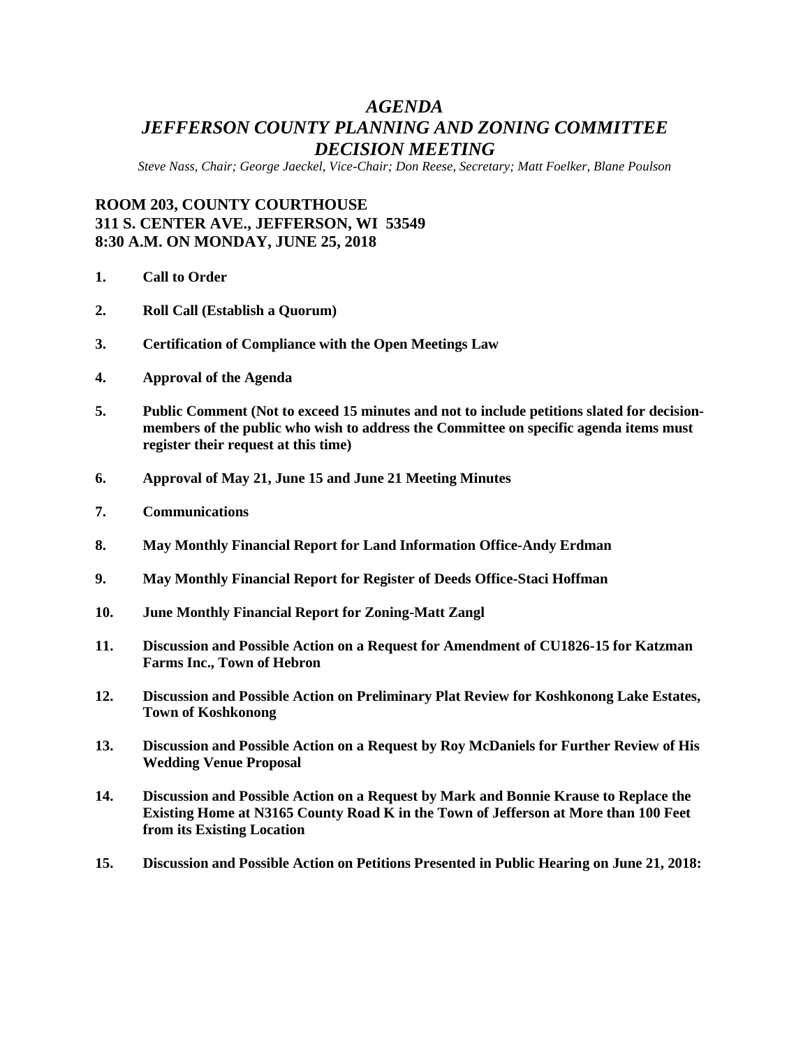# *AGENDA*
# *JEFFERSON COUNTY PLANNING AND ZONING COMMITTEE DECISION MEETING*

*Steve Nass, Chair; George Jaeckel, Vice-Chair; Don Reese, Secretary; Matt Foelker, Blane Poulson*

**ROOM 203, COUNTY COURTHOUSE**
**311 S. CENTER AVE., JEFFERSON, WI 53549**
**8:30 A.M. ON MONDAY, JUNE 25, 2018**

1. **Call to Order**

2. **Roll Call (Establish a Quorum)**

3. **Certification of Compliance with the Open Meetings Law**

4. **Approval of the Agenda**

5. **Public Comment (Not to exceed 15 minutes and not to include petitions slated for decision-members of the public who wish to address the Committee on specific agenda items must register their request at this time)**

6. **Approval of May 21, June 15 and June 21 Meeting Minutes**

7. **Communications**

8. **May Monthly Financial Report for Land Information Office-Andy Erdman**

9. **May Monthly Financial Report for Register of Deeds Office-Staci Hoffman**

10. **June Monthly Financial Report for Zoning-Matt Zangl**

11. **Discussion and Possible Action on a Request for Amendment of CU1826-15 for Katzman Farms Inc., Town of Hebron**

12. **Discussion and Possible Action on Preliminary Plat Review for Koshkonong Lake Estates, Town of Koshkonong**

13. **Discussion and Possible Action on a Request by Roy McDaniels for Further Review of His Wedding Venue Proposal**

14. **Discussion and Possible Action on a Request by Mark and Bonnie Krause to Replace the Existing Home at N3165 County Road K in the Town of Jefferson at More than 100 Feet from its Existing Location**

15. **Discussion and Possible Action on Petitions Presented in Public Hearing on June 21, 2018:**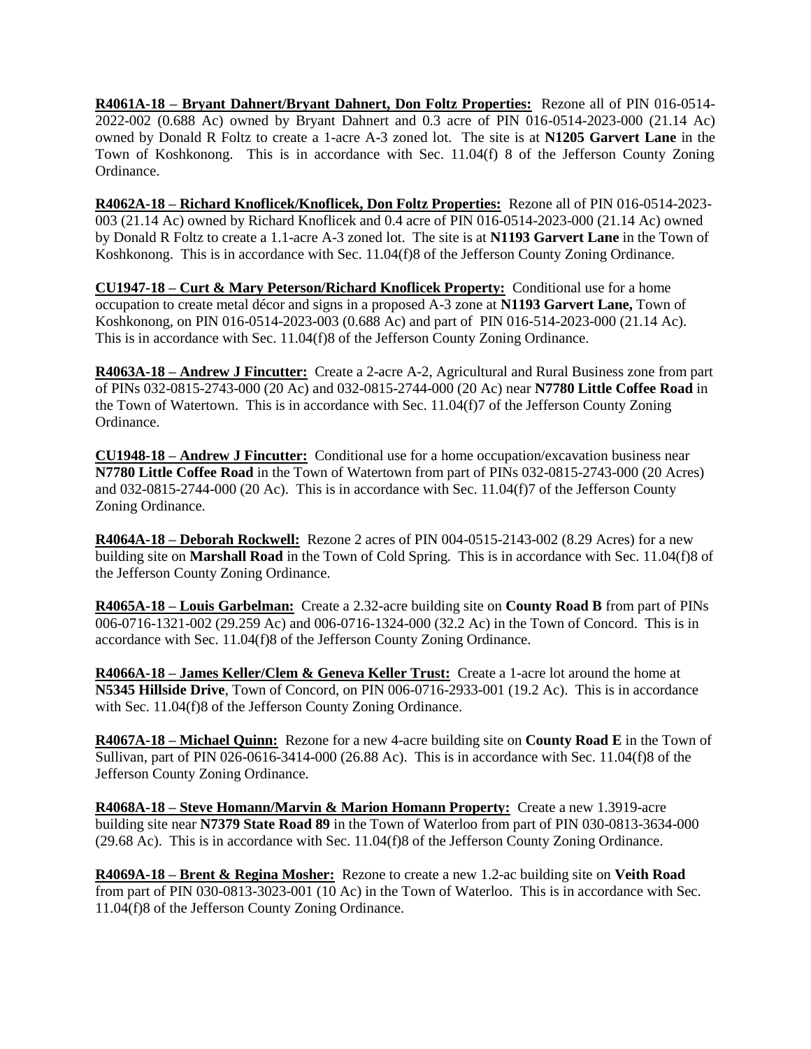**R4061A-18 – Bryant Dahnert/Bryant Dahnert, Don Foltz Properties:** Rezone all of PIN 016-0514-2022-002 (0.688 Ac) owned by Bryant Dahnert and 0.3 acre of PIN 016-0514-2023-000 (21.14 Ac) owned by Donald R Foltz to create a 1-acre A-3 zoned lot. The site is at **N1205 Garvert Lane** in the Town of Koshkonong. This is in accordance with Sec. 11.04(f) 8 of the Jefferson County Zoning Ordinance.

**R4062A-18 – Richard Knoflicek/Knoflicek, Don Foltz Properties:** Rezone all of PIN 016-0514-2023-003 (21.14 Ac) owned by Richard Knoflicek and 0.4 acre of PIN 016-0514-2023-000 (21.14 Ac) owned by Donald R Foltz to create a 1.1-acre A-3 zoned lot. The site is at **N1193 Garvert Lane** in the Town of Koshkonong. This is in accordance with Sec. 11.04(f)8 of the Jefferson County Zoning Ordinance.

**CU1947-18 – Curt & Mary Peterson/Richard Knoflicek Property:** Conditional use for a home occupation to create metal décor and signs in a proposed A-3 zone at **N1193 Garvert Lane,** Town of Koshkonong, on PIN 016-0514-2023-003 (0.688 Ac) and part of PIN 016-514-2023-000 (21.14 Ac). This is in accordance with Sec. 11.04(f)8 of the Jefferson County Zoning Ordinance.

**R4063A-18 – Andrew J Fincutter:** Create a 2-acre A-2, Agricultural and Rural Business zone from part of PINs 032-0815-2743-000 (20 Ac) and 032-0815-2744-000 (20 Ac) near **N7780 Little Coffee Road** in the Town of Watertown. This is in accordance with Sec. 11.04(f)7 of the Jefferson County Zoning Ordinance.

**CU1948-18 – Andrew J Fincutter:** Conditional use for a home occupation/excavation business near **N7780 Little Coffee Road** in the Town of Watertown from part of PINs 032-0815-2743-000 (20 Acres) and 032-0815-2744-000 (20 Ac). This is in accordance with Sec. 11.04(f)7 of the Jefferson County Zoning Ordinance.

**R4064A-18 – Deborah Rockwell:** Rezone 2 acres of PIN 004-0515-2143-002 (8.29 Acres) for a new building site on **Marshall Road** in the Town of Cold Spring. This is in accordance with Sec. 11.04(f)8 of the Jefferson County Zoning Ordinance.

**R4065A-18 – Louis Garbelman:** Create a 2.32-acre building site on **County Road B** from part of PINs 006-0716-1321-002 (29.259 Ac) and 006-0716-1324-000 (32.2 Ac) in the Town of Concord. This is in accordance with Sec. 11.04(f)8 of the Jefferson County Zoning Ordinance.

**R4066A-18 – James Keller/Clem & Geneva Keller Trust:** Create a 1-acre lot around the home at **N5345 Hillside Drive**, Town of Concord, on PIN 006-0716-2933-001 (19.2 Ac). This is in accordance with Sec. 11.04(f)8 of the Jefferson County Zoning Ordinance.

**R4067A-18 – Michael Quinn:** Rezone for a new 4-acre building site on **County Road E** in the Town of Sullivan, part of PIN 026-0616-3414-000 (26.88 Ac). This is in accordance with Sec. 11.04(f)8 of the Jefferson County Zoning Ordinance.

**R4068A-18 – Steve Homann/Marvin & Marion Homann Property:** Create a new 1.3919-acre building site near **N7379 State Road 89** in the Town of Waterloo from part of PIN 030-0813-3634-000 (29.68 Ac). This is in accordance with Sec. 11.04(f)8 of the Jefferson County Zoning Ordinance.

**R4069A-18 – Brent & Regina Mosher:** Rezone to create a new 1.2-ac building site on **Veith Road** from part of PIN 030-0813-3023-001 (10 Ac) in the Town of Waterloo. This is in accordance with Sec. 11.04(f)8 of the Jefferson County Zoning Ordinance.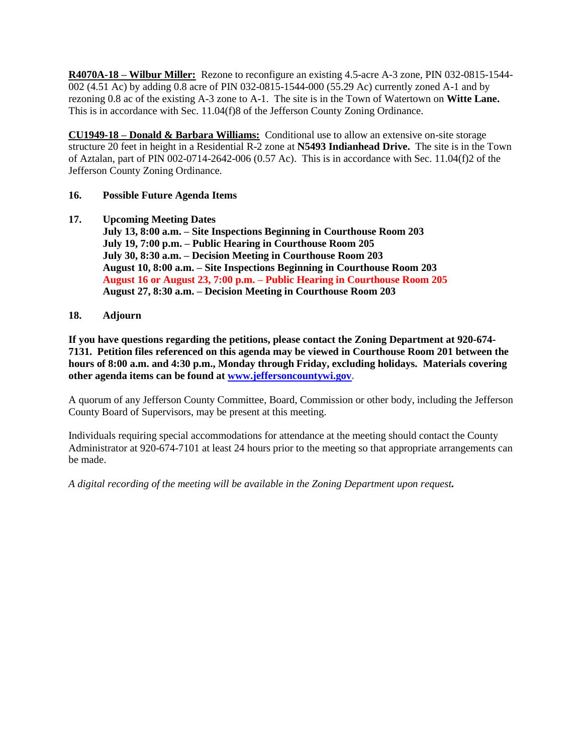**R4070A-18 – Wilbur Miller:** Rezone to reconfigure an existing 4.5-acre A-3 zone, PIN 032-0815-1544-002 (4.51 Ac) by adding 0.8 acre of PIN 032-0815-1544-000 (55.29 Ac) currently zoned A-1 and by rezoning 0.8 ac of the existing A-3 zone to A-1. The site is in the Town of Watertown on **Witte Lane.** This is in accordance with Sec. 11.04(f)8 of the Jefferson County Zoning Ordinance.

**CU1949-18 – Donald & Barbara Williams:** Conditional use to allow an extensive on-site storage structure 20 feet in height in a Residential R-2 zone at **N5493 Indianhead Drive.** The site is in the Town of Aztalan, part of PIN 002-0714-2642-006 (0.57 Ac). This is in accordance with Sec. 11.04(f)2 of the Jefferson County Zoning Ordinance.

**16. Possible Future Agenda Items**

**17. Upcoming Meeting Dates**
**July 13, 8:00 a.m. – Site Inspections Beginning in Courthouse Room 203**
**July 19, 7:00 p.m. – Public Hearing in Courthouse Room 205**
**July 30, 8:30 a.m. – Decision Meeting in Courthouse Room 203**
**August 10, 8:00 a.m. – Site Inspections Beginning in Courthouse Room 203**
**August 16 or August 23, 7:00 p.m. – Public Hearing in Courthouse Room 205**
**August 27, 8:30 a.m. – Decision Meeting in Courthouse Room 203**

**18. Adjourn**

**If you have questions regarding the petitions, please contact the Zoning Department at 920-674-7131. Petition files referenced on this agenda may be viewed in Courthouse Room 201 between the hours of 8:00 a.m. and 4:30 p.m., Monday through Friday, excluding holidays. Materials covering other agenda items can be found at www.jeffersoncountywi.gov.**

A quorum of any Jefferson County Committee, Board, Commission or other body, including the Jefferson County Board of Supervisors, may be present at this meeting.

Individuals requiring special accommodations for attendance at the meeting should contact the County Administrator at 920-674-7101 at least 24 hours prior to the meeting so that appropriate arrangements can be made.

*A digital recording of the meeting will be available in the Zoning Department upon request.*